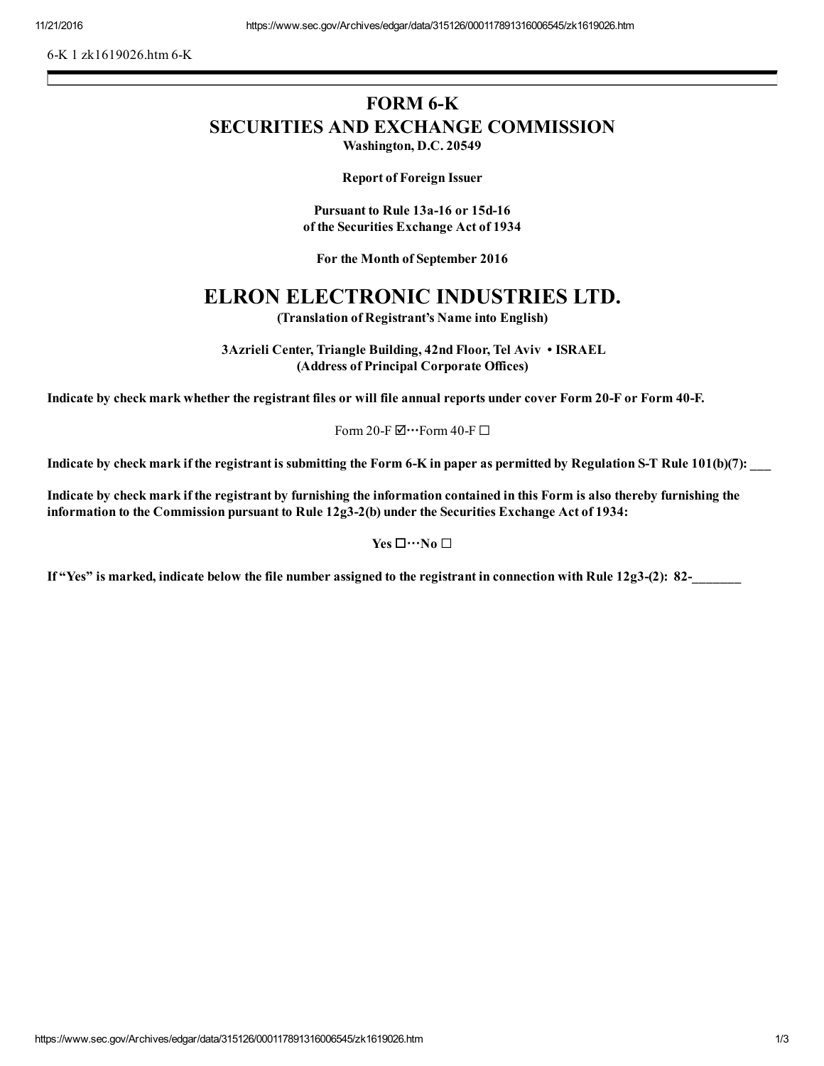6-K 1 zk1619026.htm 6-K

# FORM 6-K

# SECURITIES AND EXCHANGE COMMISSION

**Washington, D.C. 20549**

**Report of Foreign Issuer**

**Pursuant to Rule 13a-16 or 15d-16**
**of the Securities Exchange Act of 1934**

**For the Month of September 2016**

# ELRON ELECTRONIC INDUSTRIES LTD.

**(Translation of Registrant's Name into English)**

**3Azrieli Center, Triangle Building, 42nd Floor, Tel Aviv • ISRAEL**
**(Address of Principal Corporate Offices)**

**Indicate by check mark whether the registrant files or will file annual reports under cover Form 20-F or Form 40-F.**

Form 20-F ☑ Form 40-F ☐

**Indicate by check mark if the registrant is submitting the Form 6-K in paper as permitted by Regulation S-T Rule 101(b)(7): ___**

**Indicate by check mark if the registrant by furnishing the information contained in this Form is also thereby furnishing the information to the Commission pursuant to Rule 12g3-2(b) under the Securities Exchange Act of 1934:**

**Yes ☐ No ☐**

**If "Yes" is marked, indicate below the file number assigned to the registrant in connection with Rule 12g3-(2): 82-_______**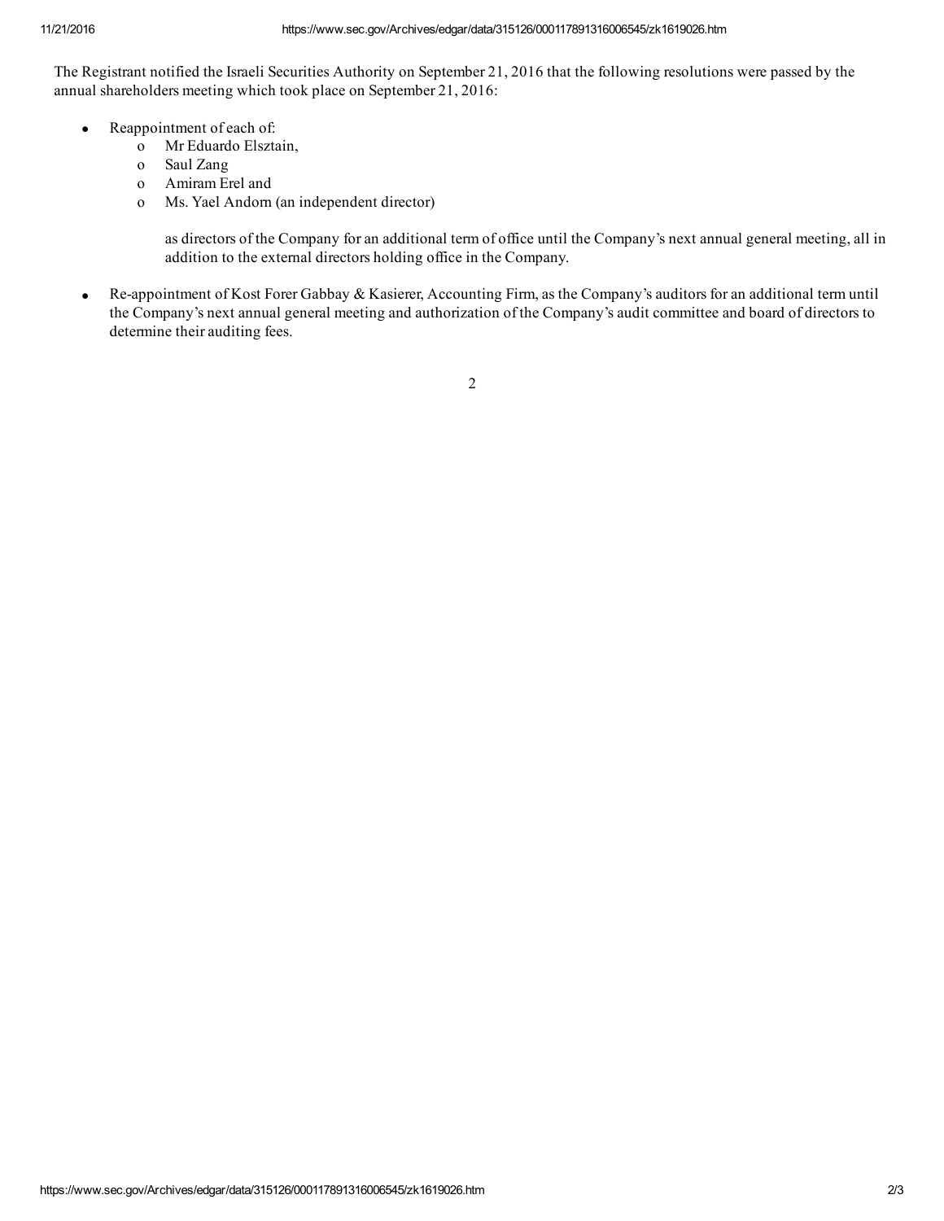The Registrant notified the Israeli Securities Authority on September 21, 2016 that the following resolutions were passed by the annual shareholders meeting which took place on September 21, 2016:

- Reappointment of each of:
  - Mr Eduardo Elsztain,
  - Saul Zang
  - Amiram Erel and
  - Ms. Yael Andorn (an independent director)

  as directors of the Company for an additional term of office until the Company's next annual general meeting, all in addition to the external directors holding office in the Company.

- Re-appointment of Kost Forer Gabbay & Kasierer, Accounting Firm, as the Company's auditors for an additional term until the Company's next annual general meeting and authorization of the Company's audit committee and board of directors to determine their auditing fees.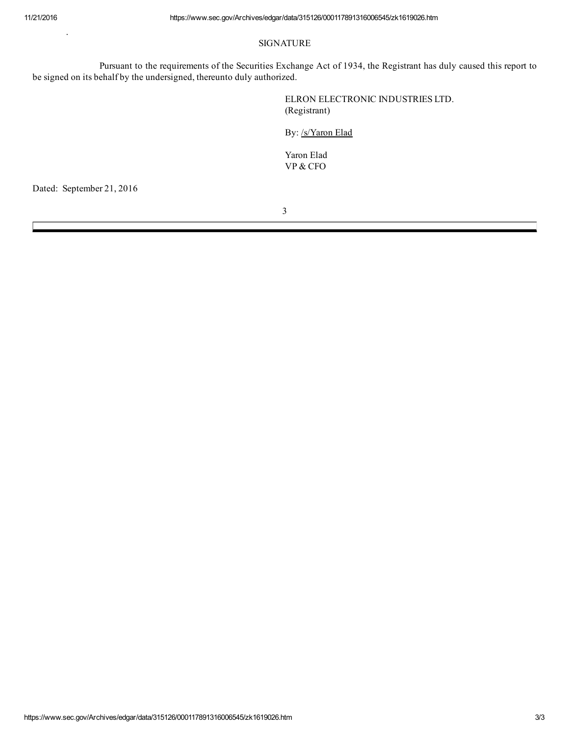## SIGNATURE

Pursuant to the requirements of the Securities Exchange Act of 1934, the Registrant has duly caused this report to be signed on its behalf by the undersigned, thereunto duly authorized.

ELRON ELECTRONIC INDUSTRIES LTD.
(Registrant)

By: /s/Yaron Elad

Yaron Elad
VP & CFO

Dated: September 21, 2016